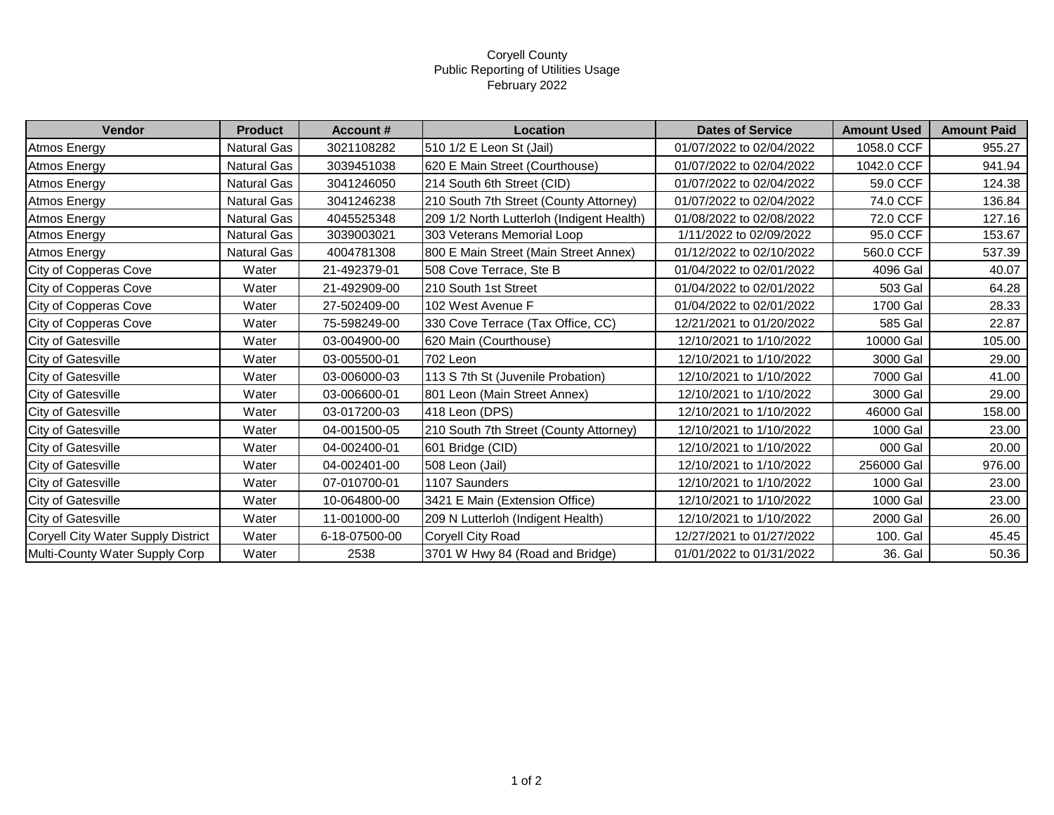# Coryell County
## Public Reporting of Utilities Usage
### February 2022

| Vendor | Product | Account # | Location | Dates of Service | Amount Used | Amount Paid |
|---|---|---|---|---|---|---|
| Atmos Energy | Natural Gas | 3021108282 | 510 1/2 E Leon St (Jail) | 01/07/2022 to 02/04/2022 | 1058.0 CCF | 955.27 |
| Atmos Energy | Natural Gas | 3039451038 | 620 E Main Street (Courthouse) | 01/07/2022 to 02/04/2022 | 1042.0 CCF | 941.94 |
| Atmos Energy | Natural Gas | 3041246050 | 214 South 6th Street (CID) | 01/07/2022 to 02/04/2022 | 59.0 CCF | 124.38 |
| Atmos Energy | Natural Gas | 3041246238 | 210 South 7th Street (County Attorney) | 01/07/2022 to 02/04/2022 | 74.0 CCF | 136.84 |
| Atmos Energy | Natural Gas | 4045525348 | 209 1/2 North Lutterloh (Indigent Health) | 01/08/2022 to 02/08/2022 | 72.0 CCF | 127.16 |
| Atmos Energy | Natural Gas | 3039003021 | 303 Veterans Memorial Loop | 1/11/2022 to 02/09/2022 | 95.0 CCF | 153.67 |
| Atmos Energy | Natural Gas | 4004781308 | 800 E Main Street (Main Street Annex) | 01/12/2022 to 02/10/2022 | 560.0 CCF | 537.39 |
| City of Copperas Cove | Water | 21-492379-01 | 508 Cove Terrace, Ste B | 01/04/2022 to 02/01/2022 | 4096 Gal | 40.07 |
| City of Copperas Cove | Water | 21-492909-00 | 210 South 1st Street | 01/04/2022 to 02/01/2022 | 503 Gal | 64.28 |
| City of Copperas Cove | Water | 27-502409-00 | 102 West Avenue F | 01/04/2022 to 02/01/2022 | 1700 Gal | 28.33 |
| City of Copperas Cove | Water | 75-598249-00 | 330 Cove Terrace (Tax Office, CC) | 12/21/2021 to 01/20/2022 | 585 Gal | 22.87 |
| City of Gatesville | Water | 03-004900-00 | 620 Main (Courthouse) | 12/10/2021 to 1/10/2022 | 10000 Gal | 105.00 |
| City of Gatesville | Water | 03-005500-01 | 702 Leon | 12/10/2021 to 1/10/2022 | 3000 Gal | 29.00 |
| City of Gatesville | Water | 03-006000-03 | 113 S 7th St (Juvenile Probation) | 12/10/2021 to 1/10/2022 | 7000 Gal | 41.00 |
| City of Gatesville | Water | 03-006600-01 | 801 Leon (Main Street Annex) | 12/10/2021 to 1/10/2022 | 3000 Gal | 29.00 |
| City of Gatesville | Water | 03-017200-03 | 418 Leon (DPS) | 12/10/2021 to 1/10/2022 | 46000 Gal | 158.00 |
| City of Gatesville | Water | 04-001500-05 | 210 South 7th Street (County Attorney) | 12/10/2021 to 1/10/2022 | 1000 Gal | 23.00 |
| City of Gatesville | Water | 04-002400-01 | 601 Bridge (CID) | 12/10/2021 to 1/10/2022 | 000 Gal | 20.00 |
| City of Gatesville | Water | 04-002401-00 | 508 Leon (Jail) | 12/10/2021 to 1/10/2022 | 256000 Gal | 976.00 |
| City of Gatesville | Water | 07-010700-01 | 1107 Saunders | 12/10/2021 to 1/10/2022 | 1000 Gal | 23.00 |
| City of Gatesville | Water | 10-064800-00 | 3421 E Main (Extension Office) | 12/10/2021 to 1/10/2022 | 1000 Gal | 23.00 |
| City of Gatesville | Water | 11-001000-00 | 209 N Lutterloh (Indigent Health) | 12/10/2021 to 1/10/2022 | 2000 Gal | 26.00 |
| Coryell City Water Supply District | Water | 6-18-07500-00 | Coryell City Road | 12/27/2021 to 01/27/2022 | 100. Gal | 45.45 |
| Multi-County Water Supply Corp | Water | 2538 | 3701 W Hwy 84 (Road and Bridge) | 01/01/2022 to 01/31/2022 | 36. Gal | 50.36 |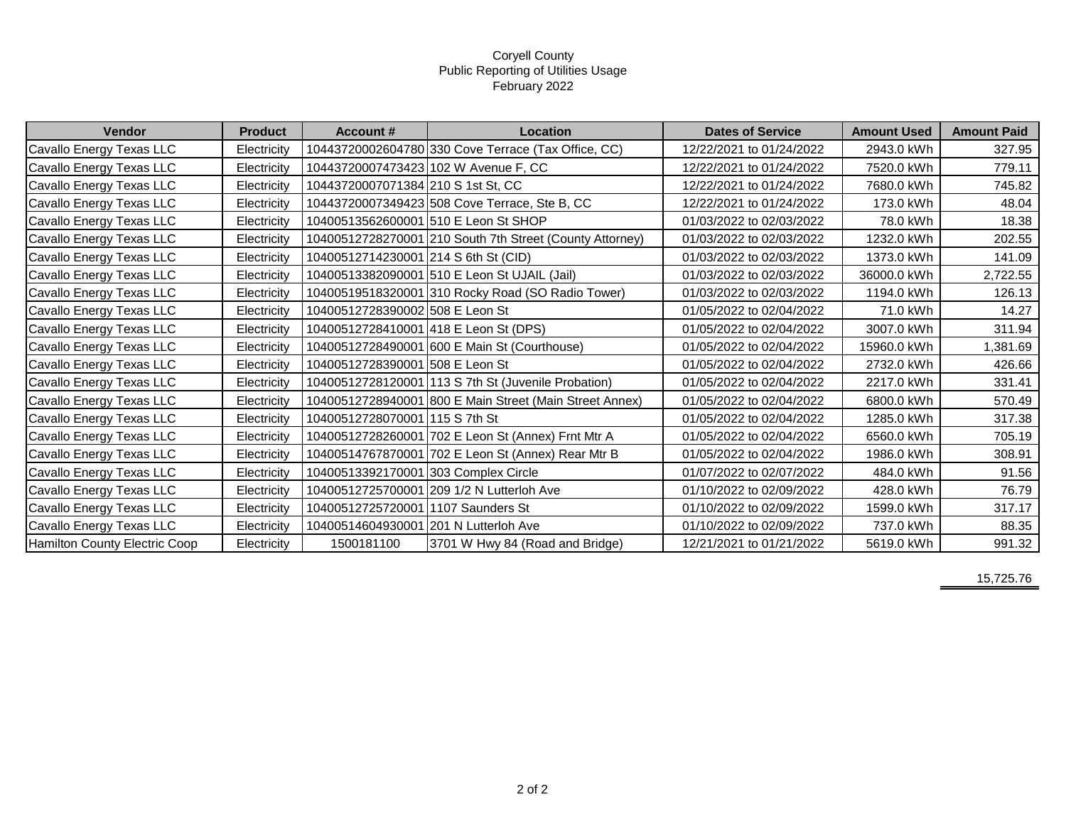Coryell County
Public Reporting of Utilities Usage
February 2022

| Vendor | Product | Account # | Location | Dates of Service | Amount Used | Amount Paid |
|---|---|---|---|---|---|---|
| Cavallo Energy Texas LLC | Electricity | 10443720002604780 | 330 Cove Terrace (Tax Office, CC) | 12/22/2021 to 01/24/2022 | 2943.0 kWh | 327.95 |
| Cavallo Energy Texas LLC | Electricity | 10443720007473423 | 102 W Avenue F, CC | 12/22/2021 to 01/24/2022 | 7520.0 kWh | 779.11 |
| Cavallo Energy Texas LLC | Electricity | 10443720007071384 | 210 S 1st St, CC | 12/22/2021 to 01/24/2022 | 7680.0 kWh | 745.82 |
| Cavallo Energy Texas LLC | Electricity | 10443720007349423 | 508 Cove Terrace, Ste B, CC | 12/22/2021 to 01/24/2022 | 173.0 kWh | 48.04 |
| Cavallo Energy Texas LLC | Electricity | 10400513562600001 | 510 E Leon St SHOP | 01/03/2022 to 02/03/2022 | 78.0 kWh | 18.38 |
| Cavallo Energy Texas LLC | Electricity | 10400512728270001 | 210 South 7th Street (County Attorney) | 01/03/2022 to 02/03/2022 | 1232.0 kWh | 202.55 |
| Cavallo Energy Texas LLC | Electricity | 10400512714230001 | 214 S 6th St (CID) | 01/03/2022 to 02/03/2022 | 1373.0 kWh | 141.09 |
| Cavallo Energy Texas LLC | Electricity | 10400513382090001 | 510 E Leon St UJAIL (Jail) | 01/03/2022 to 02/03/2022 | 36000.0 kWh | 2,722.55 |
| Cavallo Energy Texas LLC | Electricity | 10400519518320001 | 310 Rocky Road (SO Radio Tower) | 01/03/2022 to 02/03/2022 | 1194.0 kWh | 126.13 |
| Cavallo Energy Texas LLC | Electricity | 10400512728390002 | 508 E Leon St | 01/05/2022 to 02/04/2022 | 71.0 kWh | 14.27 |
| Cavallo Energy Texas LLC | Electricity | 10400512728410001 | 418 E Leon St (DPS) | 01/05/2022 to 02/04/2022 | 3007.0 kWh | 311.94 |
| Cavallo Energy Texas LLC | Electricity | 10400512728490001 | 600 E Main St (Courthouse) | 01/05/2022 to 02/04/2022 | 15960.0 kWh | 1,381.69 |
| Cavallo Energy Texas LLC | Electricity | 10400512728390001 | 508 E Leon St | 01/05/2022 to 02/04/2022 | 2732.0 kWh | 426.66 |
| Cavallo Energy Texas LLC | Electricity | 10400512728120001 | 113 S 7th St (Juvenile Probation) | 01/05/2022 to 02/04/2022 | 2217.0 kWh | 331.41 |
| Cavallo Energy Texas LLC | Electricity | 10400512728940001 | 800 E Main Street (Main Street Annex) | 01/05/2022 to 02/04/2022 | 6800.0 kWh | 570.49 |
| Cavallo Energy Texas LLC | Electricity | 10400512728070001 | 115 S 7th St | 01/05/2022 to 02/04/2022 | 1285.0 kWh | 317.38 |
| Cavallo Energy Texas LLC | Electricity | 10400512728260001 | 702 E Leon St (Annex) Frnt Mtr A | 01/05/2022 to 02/04/2022 | 6560.0 kWh | 705.19 |
| Cavallo Energy Texas LLC | Electricity | 10400514767870001 | 702 E Leon St (Annex) Rear Mtr B | 01/05/2022 to 02/04/2022 | 1986.0 kWh | 308.91 |
| Cavallo Energy Texas LLC | Electricity | 10400513392170001 | 303 Complex Circle | 01/07/2022 to 02/07/2022 | 484.0 kWh | 91.56 |
| Cavallo Energy Texas LLC | Electricity | 10400512725700001 | 209 1/2 N Lutterloh Ave | 01/10/2022 to 02/09/2022 | 428.0 kWh | 76.79 |
| Cavallo Energy Texas LLC | Electricity | 10400512725720001 | 1107 Saunders St | 01/10/2022 to 02/09/2022 | 1599.0 kWh | 317.17 |
| Cavallo Energy Texas LLC | Electricity | 10400514604930001 | 201 N Lutterloh Ave | 01/10/2022 to 02/09/2022 | 737.0 kWh | 88.35 |
| Hamilton County Electric Coop | Electricity | 1500181100 | 3701 W Hwy 84 (Road and Bridge) | 12/21/2021 to 01/21/2022 | 5619.0 kWh | 991.32 |
| | | | | | | 15,725.76 |